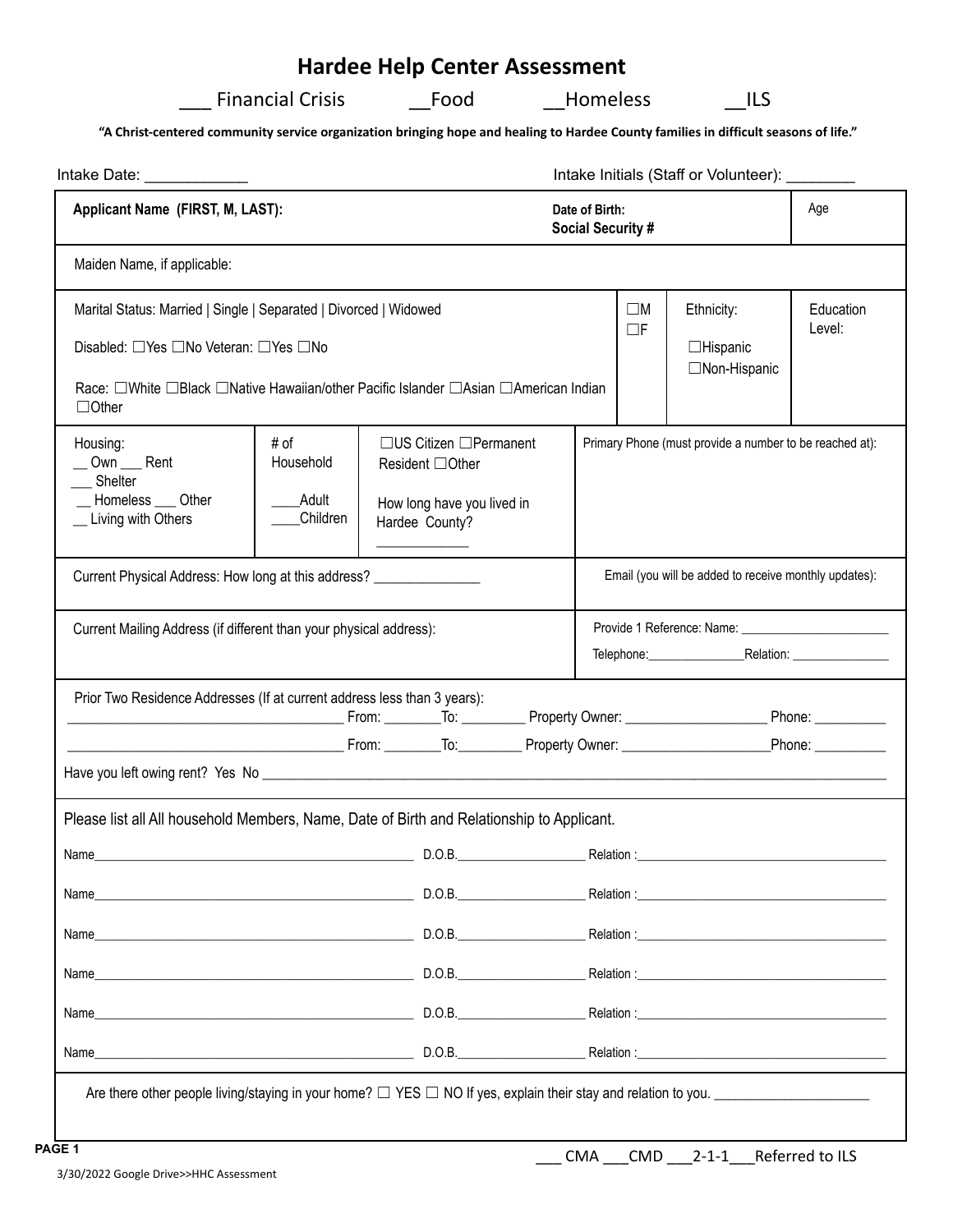# Hardee Help Center Assessment

___ Financial Crisis __Food __Homeless __ILS

**"A Christ-centered community service organization bringing hope and healing to Hardee County families in difficult seasons of life."**

Intake Date: ____________ Intake Initials (Staff or Volunteer): ________

| **Applicant Name (FIRST, M, LAST):** | | | **Date of Birth:** **Social Security #** | Age |
|---|---|---|---|---|
| Maiden Name, if applicable: | | | | |
| Marital Status: Married \| Single \| Separated \| Divorced \| Widowed<br><br>Disabled: ☐Yes ☐No Veteran: ☐Yes ☐No<br><br>Race: ☐White ☐Black ☐Native Hawaiian/other Pacific Islander ☐Asian ☐American Indian ☐Other | ☐M ☐F | | Ethnicity:<br>☐Hispanic<br>☐Non-Hispanic | Education Level: |
| Housing:<br>__ Own ___ Rent<br>___ Shelter<br>__ Homeless ___ Other<br>__ Living with Others | # of Household<br>____Adult<br>____Children | ☐US Citizen ☐Permanent Resident ☐Other<br><br>How long have you lived in Hardee County?<br>____________ | Primary Phone (must provide a number to be reached at): | |
| Current Physical Address: How long at this address? _______________ | | | Email (you will be added to receive monthly updates): | |
| Current Mailing Address (if different than your physical address): | | | Provide 1 Reference: Name: ______________________<br>Telephone:_______________Relation: _______________ | |

Prior Two Residence Addresses (If at current address less than 3 years):

______________________________________ From: ________To: _________ Property Owner: ____________________ Phone: __________

______________________________________ From: ________To:_________ Property Owner: _____________________Phone: __________

Have you left owing rent? Yes No ________________________________________________________________________________

Please list all All household Members, Name, Date of Birth and Relationship to Applicant.

Name_________________________________________________ D.O.B.____________________ Relation :______________________________________

Name_________________________________________________ D.O.B.____________________ Relation :______________________________________

Name_________________________________________________ D.O.B.____________________ Relation :______________________________________

Name_________________________________________________ D.O.B.____________________ Relation :______________________________________

Name_________________________________________________ D.O.B.____________________ Relation :______________________________________

Name_________________________________________________ D.O.B.____________________ Relation :______________________________________

Are there other people living/staying in your home? ☐ YES ☐ NO If yes, explain their stay and relation to you. _____________________

___ CMA ___CMD ___2-1-1___Referred to ILS

3/30/2022 Google Drive>>HHC Assessment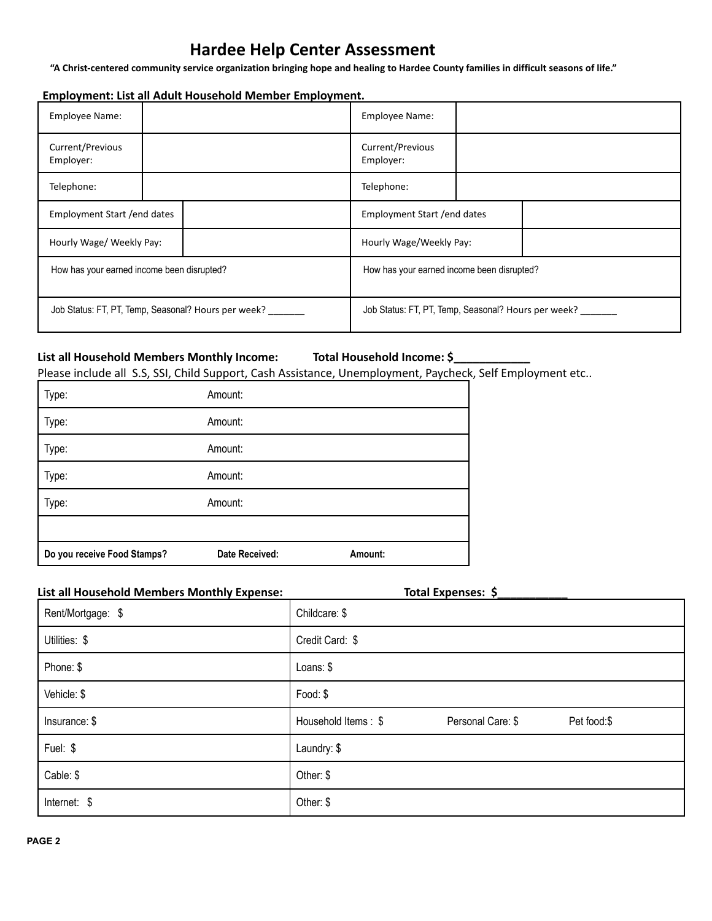# Hardee Help Center Assessment

**"A Christ-centered community service organization bringing hope and healing to Hardee County families in difficult seasons of life."**

**Employment: List all Adult Household Member Employment.**

| | | | |
|---|---|---|---|
| Employee Name: | | Employee Name: | |
| Current/Previous Employer: | | Current/Previous Employer: | |
| Telephone: | | Telephone: | |
| Employment Start /end dates | | Employment Start /end dates | |
| Hourly Wage/ Weekly Pay: | | Hourly Wage/Weekly Pay: | |
| How has your earned income been disrupted? | | How has your earned income been disrupted? | |
| Job Status: FT, PT, Temp, Seasonal? Hours per week? _______ | | Job Status: FT, PT, Temp, Seasonal? Hours per week? _______ | |

**List all Household Members Monthly Income:** **Total Household Income: $____________**

Please include all S.S, SSI, Child Support, Cash Assistance, Unemployment, Paycheck, Self Employment etc..

| | | |
|---|---|---|
| Type: | Amount: | |
| Type: | Amount: | |
| Type: | Amount: | |
| Type: | Amount: | |
| Type: | Amount: | |
| | | |
| **Do you receive Food Stamps?** | **Date Received:** | **Amount:** |

**List all Household Members Monthly Expense:** **Total Expenses: $__________**

| | | | |
|---|---|---|---|
| Rent/Mortgage: $ | Childcare: $ | | |
| Utilities: $ | Credit Card: $ | | |
| Phone: $ | Loans: $ | | |
| Vehicle: $ | Food: $ | | |
| Insurance: $ | Household Items : $ | Personal Care: $ | Pet food:$ |
| Fuel: $ | Laundry: $ | | |
| Cable: $ | Other: $ | | |
| Internet: $ | Other: $ | | |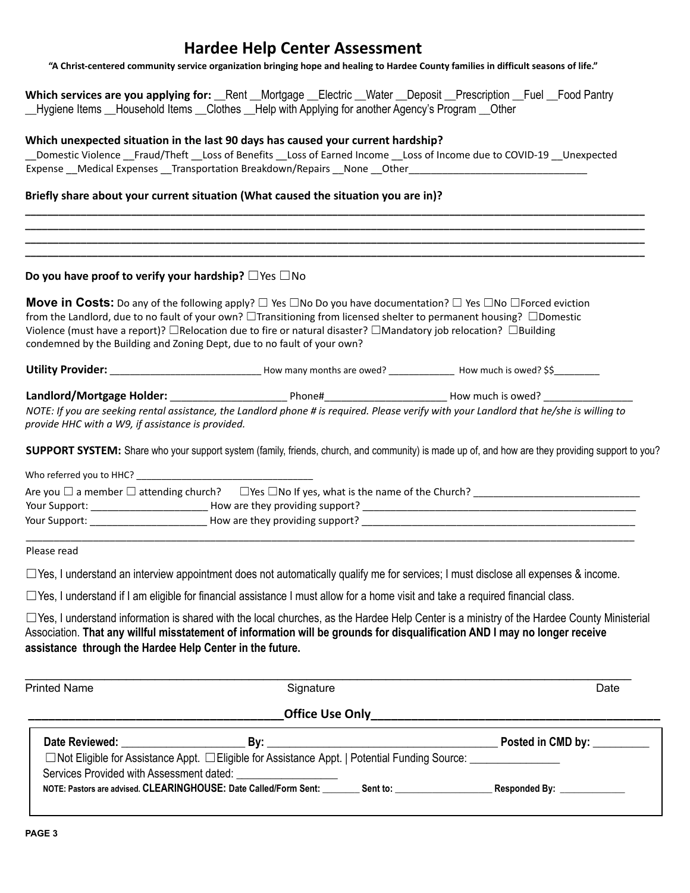# Hardee Help Center Assessment

**"A Christ-centered community service organization bringing hope and healing to Hardee County families in difficult seasons of life."**

**Which services are you applying for:** __Rent __Mortgage __Electric __Water __Deposit __Prescription __Fuel __Food Pantry __Hygiene Items __Household Items __Clothes __Help with Applying for another Agency's Program __Other

**Which unexpected situation in the last 90 days has caused your current hardship?**
__Domestic Violence __Fraud/Theft __Loss of Benefits __Loss of Earned Income __Loss of Income due to COVID-19 __Unexpected Expense __Medical Expenses __Transportation Breakdown/Repairs __None __Other________________________________

**Briefly share about your current situation (What caused the situation you are in)?**

____________________________________________________________________________________________________
____________________________________________________________________________________________________
____________________________________________________________________________________________________
____________________________________________________________________________________________________

**Do you have proof to verify your hardship?** ☐Yes ☐No

**Move in Costs:** Do any of the following apply? ☐ Yes ☐No Do you have documentation? ☐ Yes ☐No ☐Forced eviction from the Landlord, due to no fault of your own? ☐Transitioning from licensed shelter to permanent housing? ☐Domestic Violence (must have a report)? ☐Relocation due to fire or natural disaster? ☐Mandatory job relocation? ☐Building condemned by the Building and Zoning Dept, due to no fault of your own?

**Utility Provider:** ___________________________ How many months are owed? _____________ How much is owed? $$_________

**Landlord/Mortgage Holder:** ____________________ Phone#______________________ How much is owed? ________________

*NOTE: If you are seeking rental assistance, the Landlord phone # is required. Please verify with your Landlord that he/she is willing to provide HHC with a W9, if assistance is provided.*

**SUPPORT SYSTEM:** Share who your support system (family, friends, church, and community) is made up of, and how are they providing support to you?

Who referred you to HHC? _________________________________

Are you ☐ a member ☐ attending church? ☐Yes ☐No If yes, what is the name of the Church? ______________________________

Your Support: _____________________ How are they providing support? ___________________________________________________

Your Support: _____________________ How are they providing support? ___________________________________________________

Please read

☐Yes, I understand an interview appointment does not automatically qualify me for services; I must disclose all expenses & income.

☐Yes, I understand if I am eligible for financial assistance I must allow for a home visit and take a required financial class.

☐Yes, I understand information is shared with the local churches, as the Hardee Help Center is a ministry of the Hardee County Ministerial Association. **That any willful misstatement of information will be grounds for disqualification AND I may no longer receive assistance through the Hardee Help Center in the future.**

____________________________________________________________________________________________________

Printed Name | Signature | Date

**Office Use Only**

**Date Reviewed:** ____________________ **By:** ________________________________________ **Posted in CMD by:** __________

☐Not Eligible for Assistance Appt. ☐Eligible for Assistance Appt. | Potential Funding Source: _______________

Services Provided with Assessment dated: _________________

**NOTE: Pastors are advised. CLEARINGHOUSE: Date Called/Form Sent:** ________ **Sent to:** ___________________ **Responded By:** _____________